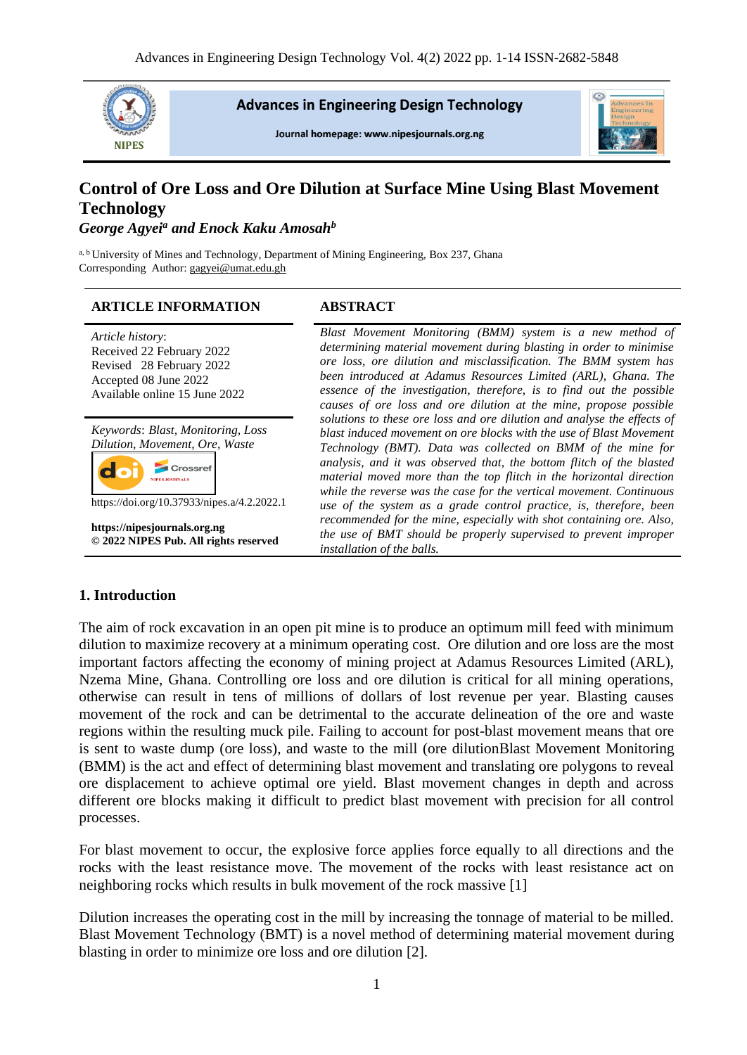# Control of Ore Loss and Ore Dilution at Surface Mine Using Blast Movement Technology

***George Agyei[a] and Enock Kaku Amosah[b]***

[a, b] University of Mines and Technology, Department of Mining Engineering, Box 237, Ghana
Corresponding Author: gagyei@umat.edu.gh

## ARTICLE INFORMATION

*Article history*:
Received 22 February 2022
Revised 28 February 2022
Accepted 08 June 2022
Available online 15 June 2022

*Keywords*: *Blast, Monitoring, Loss Dilution, Movement, Ore, Waste*

https://doi.org/10.37933/nipes.a/4.2.2022.1

**https://nipesjournals.org.ng**
**© 2022 NIPES Pub. All rights reserved**

## ABSTRACT

*Blast Movement Monitoring (BMM) system is a new method of determining material movement during blasting in order to minimise ore loss, ore dilution and misclassification. The BMM system has been introduced at Adamus Resources Limited (ARL), Ghana. The essence of the investigation, therefore, is to find out the possible causes of ore loss and ore dilution at the mine, propose possible solutions to these ore loss and ore dilution and analyse the effects of blast induced movement on ore blocks with the use of Blast Movement Technology (BMT). Data was collected on BMM of the mine for analysis, and it was observed that, the bottom flitch of the blasted material moved more than the top flitch in the horizontal direction while the reverse was the case for the vertical movement. Continuous use of the system as a grade control practice, is, therefore, been recommended for the mine, especially with shot containing ore. Also, the use of BMT should be properly supervised to prevent improper installation of the balls.*

## 1. Introduction

The aim of rock excavation in an open pit mine is to produce an optimum mill feed with minimum dilution to maximize recovery at a minimum operating cost. Ore dilution and ore loss are the most important factors affecting the economy of mining project at Adamus Resources Limited (ARL), Nzema Mine, Ghana. Controlling ore loss and ore dilution is critical for all mining operations, otherwise can result in tens of millions of dollars of lost revenue per year. Blasting causes movement of the rock and can be detrimental to the accurate delineation of the ore and waste regions within the resulting muck pile. Failing to account for post-blast movement means that ore is sent to waste dump (ore loss), and waste to the mill (ore dilutionBlast Movement Monitoring (BMM) is the act and effect of determining blast movement and translating ore polygons to reveal ore displacement to achieve optimal ore yield. Blast movement changes in depth and across different ore blocks making it difficult to predict blast movement with precision for all control processes.

For blast movement to occur, the explosive force applies force equally to all directions and the rocks with the least resistance move. The movement of the rocks with least resistance act on neighboring rocks which results in bulk movement of the rock massive [1]

Dilution increases the operating cost in the mill by increasing the tonnage of material to be milled. Blast Movement Technology (BMT) is a novel method of determining material movement during blasting in order to minimize ore loss and ore dilution [2].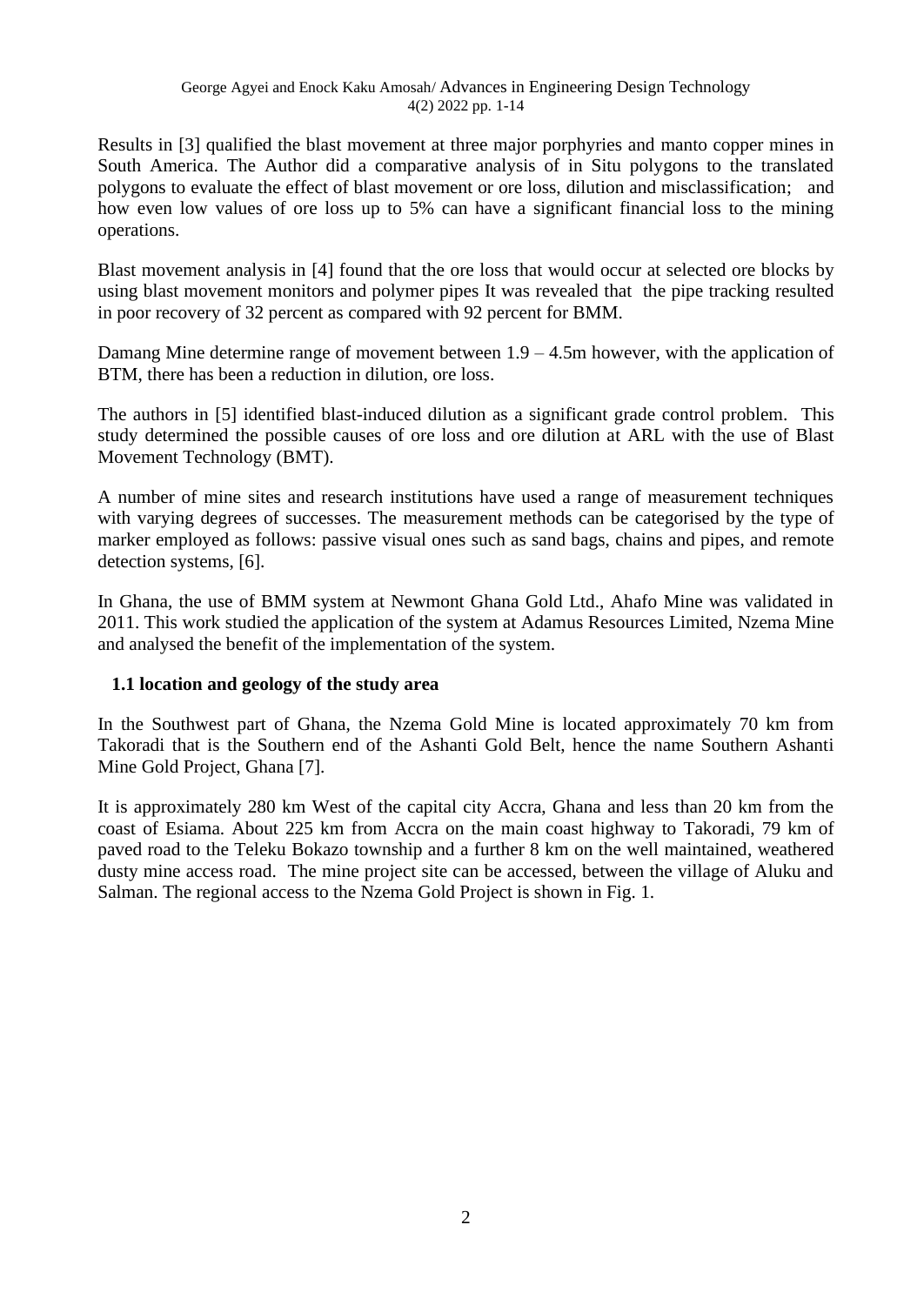Results in [3] qualified the blast movement at three major porphyries and manto copper mines in South America. The Author did a comparative analysis of in Situ polygons to the translated polygons to evaluate the effect of blast movement or ore loss, dilution and misclassification; and how even low values of ore loss up to 5% can have a significant financial loss to the mining operations.

Blast movement analysis in [4] found that the ore loss that would occur at selected ore blocks by using blast movement monitors and polymer pipes It was revealed that the pipe tracking resulted in poor recovery of 32 percent as compared with 92 percent for BMM.

Damang Mine determine range of movement between 1.9 – 4.5m however, with the application of BTM, there has been a reduction in dilution, ore loss.

The authors in [5] identified blast-induced dilution as a significant grade control problem. This study determined the possible causes of ore loss and ore dilution at ARL with the use of Blast Movement Technology (BMT).

A number of mine sites and research institutions have used a range of measurement techniques with varying degrees of successes. The measurement methods can be categorised by the type of marker employed as follows: passive visual ones such as sand bags, chains and pipes, and remote detection systems, [6].

In Ghana, the use of BMM system at Newmont Ghana Gold Ltd., Ahafo Mine was validated in 2011. This work studied the application of the system at Adamus Resources Limited, Nzema Mine and analysed the benefit of the implementation of the system.

### 1.1 location and geology of the study area

In the Southwest part of Ghana, the Nzema Gold Mine is located approximately 70 km from Takoradi that is the Southern end of the Ashanti Gold Belt, hence the name Southern Ashanti Mine Gold Project, Ghana [7].

It is approximately 280 km West of the capital city Accra, Ghana and less than 20 km from the coast of Esiama. About 225 km from Accra on the main coast highway to Takoradi, 79 km of paved road to the Teleku Bokazo township and a further 8 km on the well maintained, weathered dusty mine access road. The mine project site can be accessed, between the village of Aluku and Salman. The regional access to the Nzema Gold Project is shown in Fig. 1.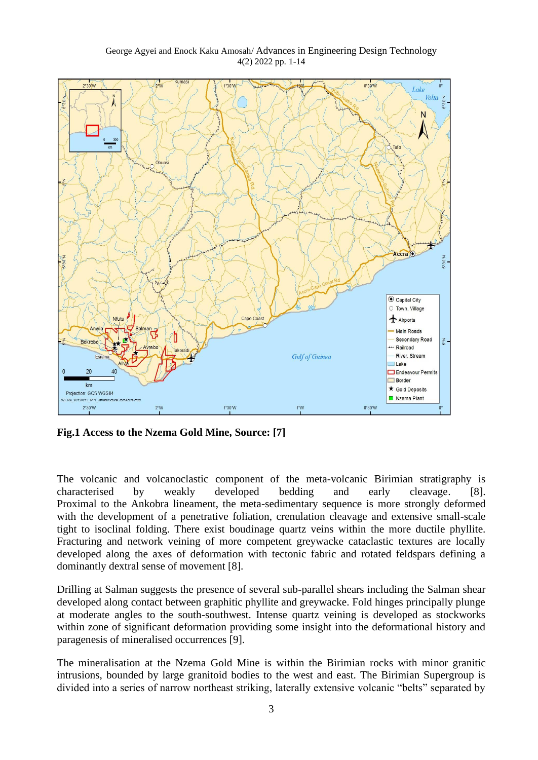**Fig.1 Access to the Nzema Gold Mine, Source: [7]**

The volcanic and volcanoclastic component of the meta-volcanic Birimian stratigraphy is characterised by weakly developed bedding and early cleavage. [8]. Proximal to the Ankobra lineament, the meta-sedimentary sequence is more strongly deformed with the development of a penetrative foliation, crenulation cleavage and extensive small-scale tight to isoclinal folding. There exist boudinage quartz veins within the more ductile phyllite. Fracturing and network veining of more competent greywacke cataclastic textures are locally developed along the axes of deformation with tectonic fabric and rotated feldspars defining a dominantly dextral sense of movement [8].

Drilling at Salman suggests the presence of several sub-parallel shears including the Salman shear developed along contact between graphitic phyllite and greywacke. Fold hinges principally plunge at moderate angles to the south-southwest. Intense quartz veining is developed as stockworks within zone of significant deformation providing some insight into the deformational history and paragenesis of mineralised occurrences [9].

The mineralisation at the Nzema Gold Mine is within the Birimian rocks with minor granitic intrusions, bounded by large granitoid bodies to the west and east. The Birimian Supergroup is divided into a series of narrow northeast striking, laterally extensive volcanic "belts" separated by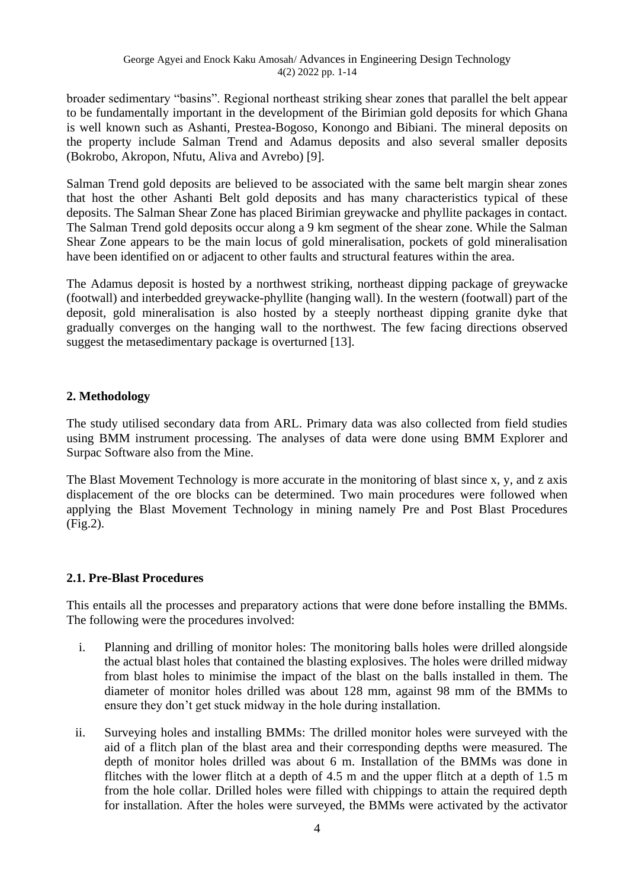broader sedimentary "basins". Regional northeast striking shear zones that parallel the belt appear to be fundamentally important in the development of the Birimian gold deposits for which Ghana is well known such as Ashanti, Prestea-Bogoso, Konongo and Bibiani. The mineral deposits on the property include Salman Trend and Adamus deposits and also several smaller deposits (Bokrobo, Akropon, Nfutu, Aliva and Avrebo) [9].

Salman Trend gold deposits are believed to be associated with the same belt margin shear zones that host the other Ashanti Belt gold deposits and has many characteristics typical of these deposits. The Salman Shear Zone has placed Birimian greywacke and phyllite packages in contact. The Salman Trend gold deposits occur along a 9 km segment of the shear zone. While the Salman Shear Zone appears to be the main locus of gold mineralisation, pockets of gold mineralisation have been identified on or adjacent to other faults and structural features within the area.

The Adamus deposit is hosted by a northwest striking, northeast dipping package of greywacke (footwall) and interbedded greywacke-phyllite (hanging wall). In the western (footwall) part of the deposit, gold mineralisation is also hosted by a steeply northeast dipping granite dyke that gradually converges on the hanging wall to the northwest. The few facing directions observed suggest the metasedimentary package is overturned [13].

## 2. Methodology

The study utilised secondary data from ARL. Primary data was also collected from field studies using BMM instrument processing. The analyses of data were done using BMM Explorer and Surpac Software also from the Mine.

The Blast Movement Technology is more accurate in the monitoring of blast since x, y, and z axis displacement of the ore blocks can be determined. Two main procedures were followed when applying the Blast Movement Technology in mining namely Pre and Post Blast Procedures (Fig.2).

### 2.1. Pre-Blast Procedures

This entails all the processes and preparatory actions that were done before installing the BMMs. The following were the procedures involved:

i. Planning and drilling of monitor holes: The monitoring balls holes were drilled alongside the actual blast holes that contained the blasting explosives. The holes were drilled midway from blast holes to minimise the impact of the blast on the balls installed in them. The diameter of monitor holes drilled was about 128 mm, against 98 mm of the BMMs to ensure they don't get stuck midway in the hole during installation.

ii. Surveying holes and installing BMMs: The drilled monitor holes were surveyed with the aid of a flitch plan of the blast area and their corresponding depths were measured. The depth of monitor holes drilled was about 6 m. Installation of the BMMs was done in flitches with the lower flitch at a depth of 4.5 m and the upper flitch at a depth of 1.5 m from the hole collar. Drilled holes were filled with chippings to attain the required depth for installation. After the holes were surveyed, the BMMs were activated by the activator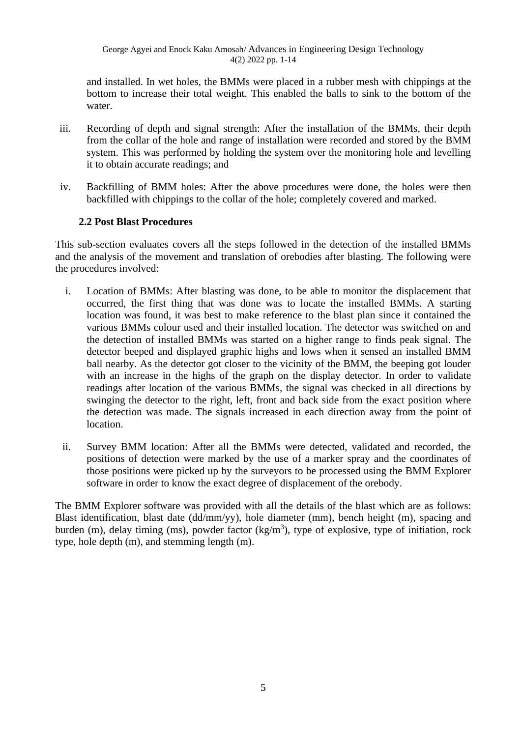and installed. In wet holes, the BMMs were placed in a rubber mesh with chippings at the bottom to increase their total weight. This enabled the balls to sink to the bottom of the water.

iii. Recording of depth and signal strength: After the installation of the BMMs, their depth from the collar of the hole and range of installation were recorded and stored by the BMM system. This was performed by holding the system over the monitoring hole and levelling it to obtain accurate readings; and

iv. Backfilling of BMM holes: After the above procedures were done, the holes were then backfilled with chippings to the collar of the hole; completely covered and marked.

### 2.2 Post Blast Procedures

This sub-section evaluates covers all the steps followed in the detection of the installed BMMs and the analysis of the movement and translation of orebodies after blasting. The following were the procedures involved:

i. Location of BMMs: After blasting was done, to be able to monitor the displacement that occurred, the first thing that was done was to locate the installed BMMs. A starting location was found, it was best to make reference to the blast plan since it contained the various BMMs colour used and their installed location. The detector was switched on and the detection of installed BMMs was started on a higher range to finds peak signal. The detector beeped and displayed graphic highs and lows when it sensed an installed BMM ball nearby. As the detector got closer to the vicinity of the BMM, the beeping got louder with an increase in the highs of the graph on the display detector. In order to validate readings after location of the various BMMs, the signal was checked in all directions by swinging the detector to the right, left, front and back side from the exact position where the detection was made. The signals increased in each direction away from the point of location.

ii. Survey BMM location: After all the BMMs were detected, validated and recorded, the positions of detection were marked by the use of a marker spray and the coordinates of those positions were picked up by the surveyors to be processed using the BMM Explorer software in order to know the exact degree of displacement of the orebody.

The BMM Explorer software was provided with all the details of the blast which are as follows: Blast identification, blast date (dd/mm/yy), hole diameter (mm), bench height (m), spacing and burden (m), delay timing (ms), powder factor (kg/m$^3$), type of explosive, type of initiation, rock type, hole depth (m), and stemming length (m).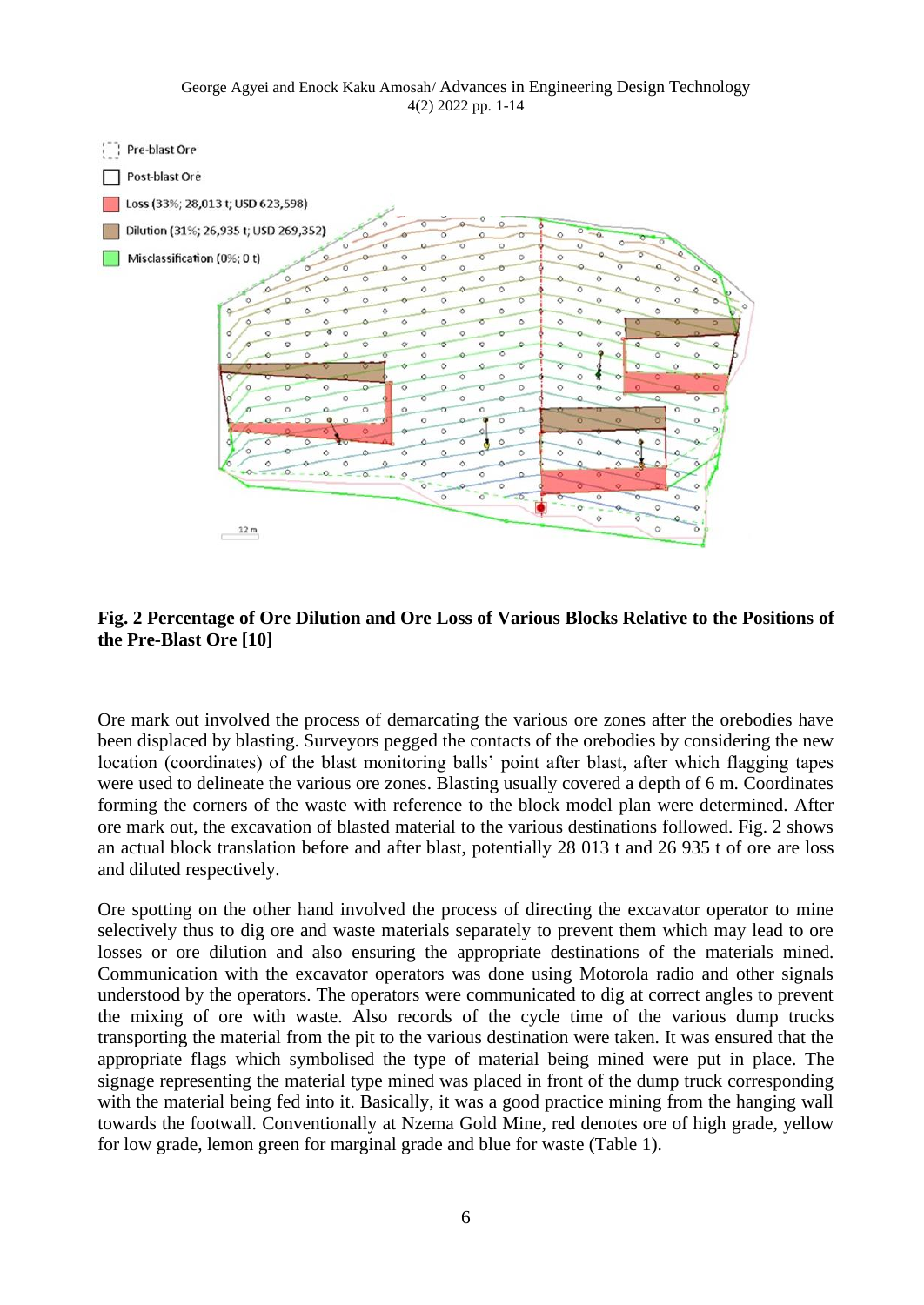**Fig. 2 Percentage of Ore Dilution and Ore Loss of Various Blocks Relative to the Positions of the Pre-Blast Ore [10]**

Ore mark out involved the process of demarcating the various ore zones after the orebodies have been displaced by blasting. Surveyors pegged the contacts of the orebodies by considering the new location (coordinates) of the blast monitoring balls' point after blast, after which flagging tapes were used to delineate the various ore zones. Blasting usually covered a depth of 6 m. Coordinates forming the corners of the waste with reference to the block model plan were determined. After ore mark out, the excavation of blasted material to the various destinations followed. Fig. 2 shows an actual block translation before and after blast, potentially 28 013 t and 26 935 t of ore are loss and diluted respectively.

Ore spotting on the other hand involved the process of directing the excavator operator to mine selectively thus to dig ore and waste materials separately to prevent them which may lead to ore losses or ore dilution and also ensuring the appropriate destinations of the materials mined. Communication with the excavator operators was done using Motorola radio and other signals understood by the operators. The operators were communicated to dig at correct angles to prevent the mixing of ore with waste. Also records of the cycle time of the various dump trucks transporting the material from the pit to the various destination were taken. It was ensured that the appropriate flags which symbolised the type of material being mined were put in place. The signage representing the material type mined was placed in front of the dump truck corresponding with the material being fed into it. Basically, it was a good practice mining from the hanging wall towards the footwall. Conventionally at Nzema Gold Mine, red denotes ore of high grade, yellow for low grade, lemon green for marginal grade and blue for waste (Table 1).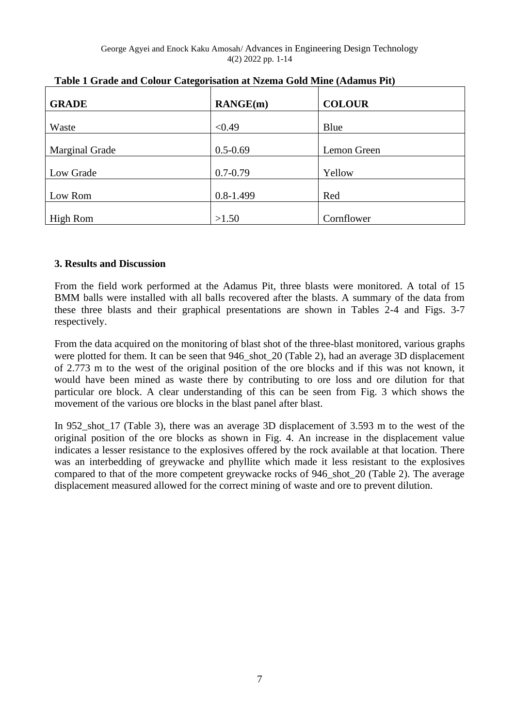**Table 1 Grade and Colour Categorisation at Nzema Gold Mine (Adamus Pit)**

| GRADE | RANGE(m) | COLOUR |
|---|---|---|
| Waste | <0.49 | Blue |
| Marginal Grade | 0.5-0.69 | Lemon Green |
| Low Grade | 0.7-0.79 | Yellow |
| Low Rom | 0.8-1.499 | Red |
| High Rom | >1.50 | Cornflower |

### 3. Results and Discussion

From the field work performed at the Adamus Pit, three blasts were monitored. A total of 15 BMM balls were installed with all balls recovered after the blasts. A summary of the data from these three blasts and their graphical presentations are shown in Tables 2-4 and Figs. 3-7 respectively.

From the data acquired on the monitoring of blast shot of the three-blast monitored, various graphs were plotted for them. It can be seen that 946_shot_20 (Table 2), had an average 3D displacement of 2.773 m to the west of the original position of the ore blocks and if this was not known, it would have been mined as waste there by contributing to ore loss and ore dilution for that particular ore block. A clear understanding of this can be seen from Fig. 3 which shows the movement of the various ore blocks in the blast panel after blast.

In 952_shot_17 (Table 3), there was an average 3D displacement of 3.593 m to the west of the original position of the ore blocks as shown in Fig. 4. An increase in the displacement value indicates a lesser resistance to the explosives offered by the rock available at that location. There was an interbedding of greywacke and phyllite which made it less resistant to the explosives compared to that of the more competent greywacke rocks of 946_shot_20 (Table 2). The average displacement measured allowed for the correct mining of waste and ore to prevent dilution.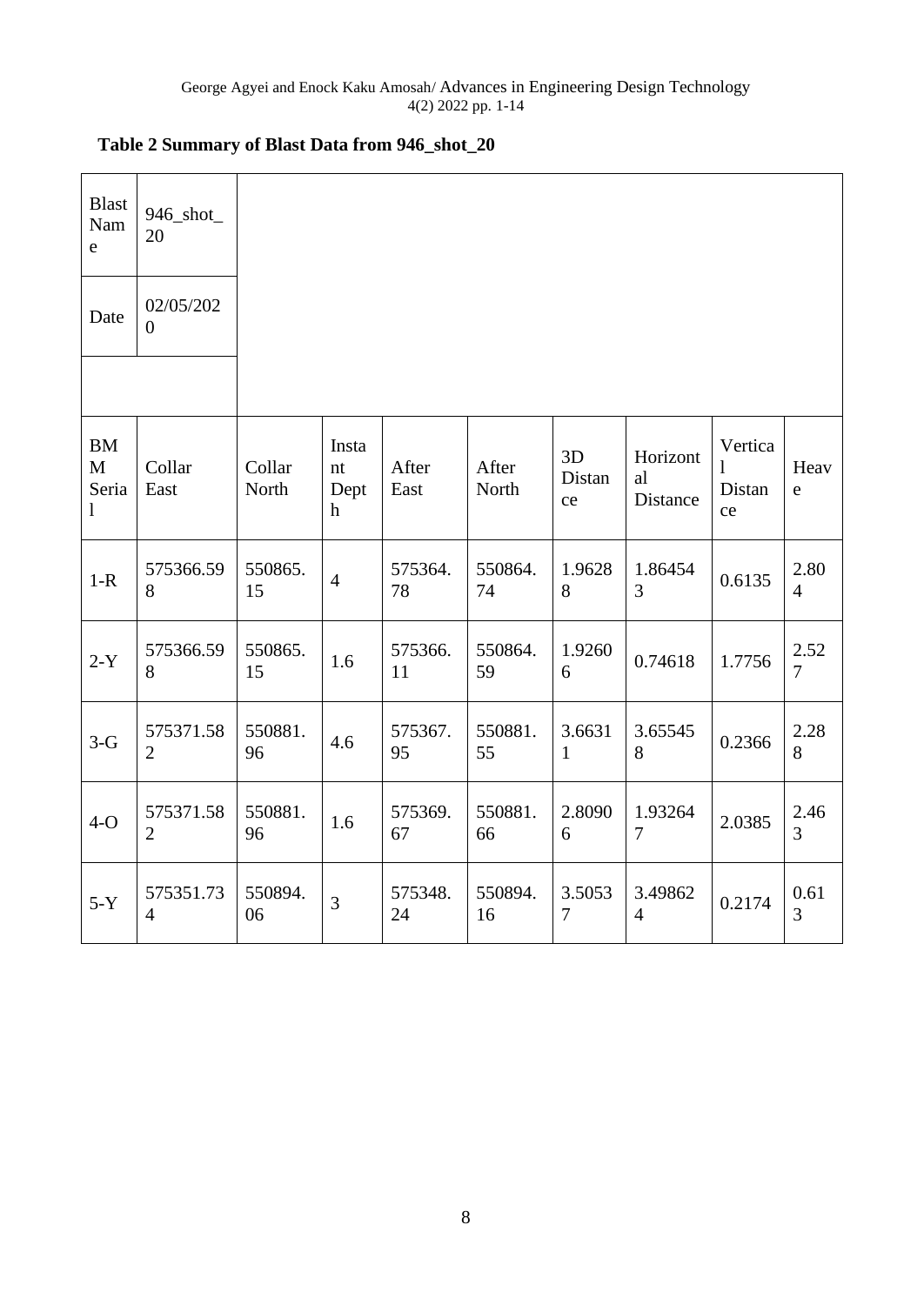**Table 2 Summary of Blast Data from 946_shot_20**

| Blast Name | 946_shot_20 | | | | | | | | |
|---|---|---|---|---|---|---|---|---|---|
| Date | 02/05/2020 | | | | | | | | |
| | | | | | | | | | |
| BMM Serial | Collar East | Collar North | Instant Depth | After East | After North | 3D Distance | Horizontal Distance | Vertical Distance | Heave |
| 1-R | 575366.598 | 550865.15 | 4 | 575364.78 | 550864.74 | 1.96288 | 1.864543 | 0.6135 | 2.804 |
| 2-Y | 575366.598 | 550865.15 | 1.6 | 575366.11 | 550864.59 | 1.92606 | 0.74618 | 1.7756 | 2.527 |
| 3-G | 575371.582 | 550881.96 | 4.6 | 575367.95 | 550881.55 | 3.66311 | 3.655458 | 0.2366 | 2.288 |
| 4-O | 575371.582 | 550881.96 | 1.6 | 575369.67 | 550881.66 | 2.80906 | 1.932647 | 2.0385 | 2.463 |
| 5-Y | 575351.734 | 550894.06 | 3 | 575348.24 | 550894.16 | 3.50537 | 3.498624 | 0.2174 | 0.613 |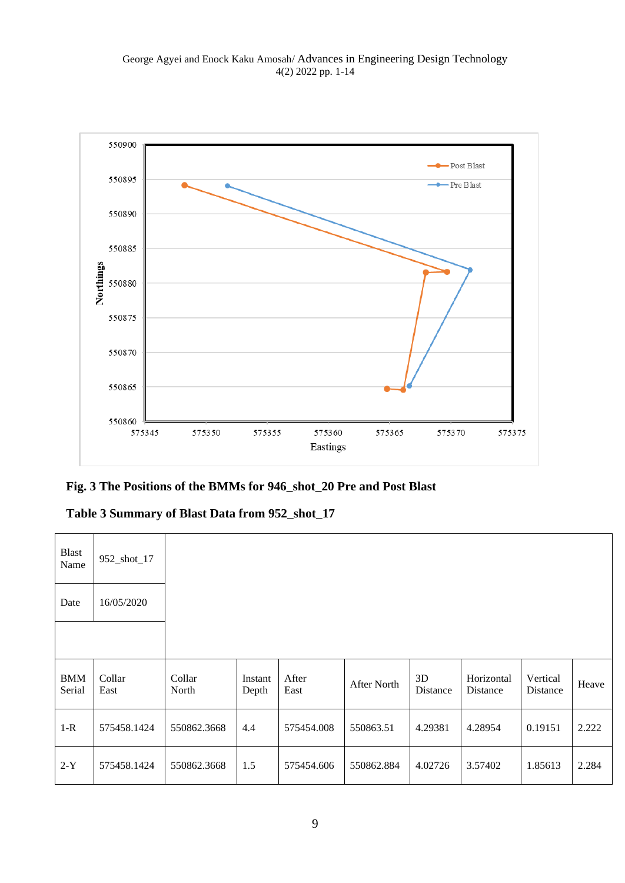**Fig. 3 The Positions of the BMMs for 946_shot_20 Pre and Post Blast**

**Table 3 Summary of Blast Data from 952_shot_17**

| Blast Name | 952_shot_17 | | | | | | | | |
|---|---|---|---|---|---|---|---|---|---|
| Date | 16/05/2020 | | | | | | | | |
| | | | | | | | | | |
| BMM Serial | Collar East | Collar North | Instant Depth | After East | After North | 3D Distance | Horizontal Distance | Vertical Distance | Heave |
| 1-R | 575458.1424 | 550862.3668 | 4.4 | 575454.008 | 550863.51 | 4.29381 | 4.28954 | 0.19151 | 2.222 |
| 2-Y | 575458.1424 | 550862.3668 | 1.5 | 575454.606 | 550862.884 | 4.02726 | 3.57402 | 1.85613 | 2.284 |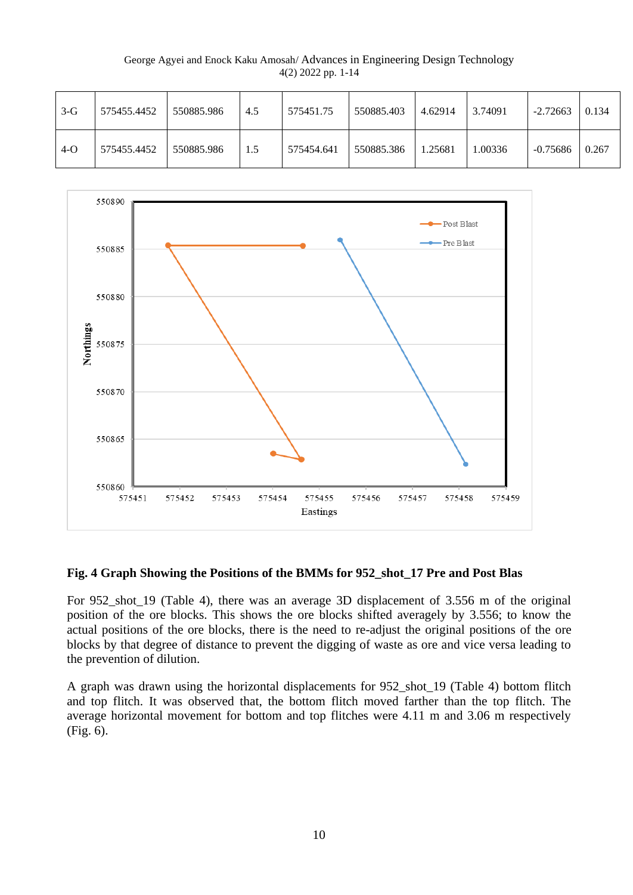| 3-G | 575455.4452 | 550885.986 | 4.5 | 575451.75 | 550885.403 | 4.62914 | 3.74091 | -2.72663 | 0.134 |
|---|---|---|---|---|---|---|---|---|---|
| 4-O | 575455.4452 | 550885.986 | 1.5 | 575454.641 | 550885.386 | 1.25681 | 1.00336 | -0.75686 | 0.267 |

**Fig. 4 Graph Showing the Positions of the BMMs for 952_shot_17 Pre and Post Blas**

For 952_shot_19 (Table 4), there was an average 3D displacement of 3.556 m of the original position of the ore blocks. This shows the ore blocks shifted averagely by 3.556; to know the actual positions of the ore blocks, there is the need to re-adjust the original positions of the ore blocks by that degree of distance to prevent the digging of waste as ore and vice versa leading to the prevention of dilution.

A graph was drawn using the horizontal displacements for 952_shot_19 (Table 4) bottom flitch and top flitch. It was observed that, the bottom flitch moved farther than the top flitch. The average horizontal movement for bottom and top flitches were 4.11 m and 3.06 m respectively (Fig. 6).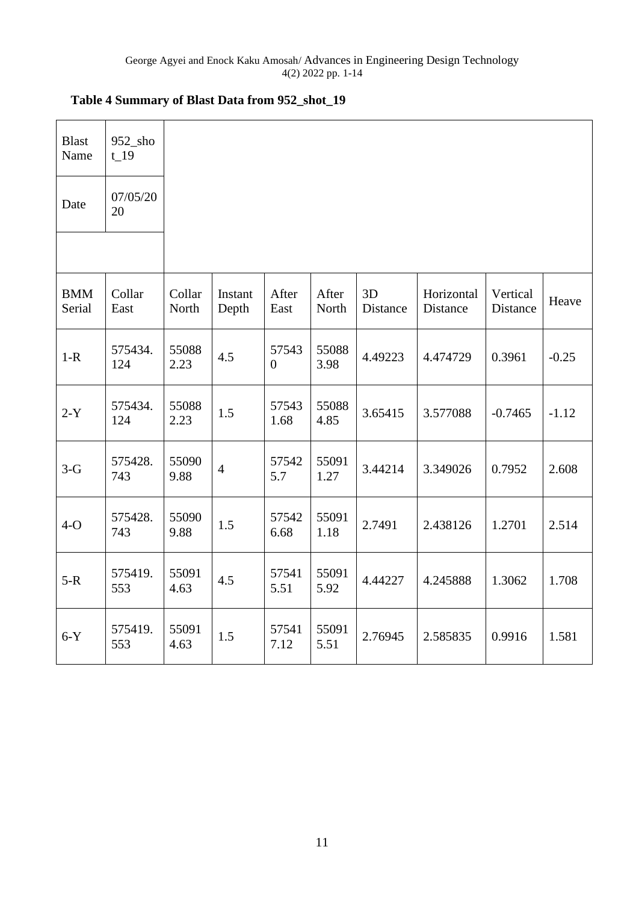**Table 4 Summary of Blast Data from 952_shot_19**

| Blast Name | 952_shot_19 | | | | | | | | |
|---|---|---|---|---|---|---|---|---|---|
| Date | 07/05/2020 | | | | | | | | |
| | | | | | | | | | |
| BMM Serial | Collar East | Collar North | Instant Depth | After East | After North | 3D Distance | Horizontal Distance | Vertical Distance | Heave |
| 1-R | 575434.124 | 550882.23 | 4.5 | 575430 | 550883.98 | 4.49223 | 4.474729 | 0.3961 | -0.25 |
| 2-Y | 575434.124 | 550882.23 | 1.5 | 575431.68 | 550884.85 | 3.65415 | 3.577088 | -0.7465 | -1.12 |
| 3-G | 575428.743 | 550909.88 | 4 | 575425.7 | 550911.27 | 3.44214 | 3.349026 | 0.7952 | 2.608 |
| 4-O | 575428.743 | 550909.88 | 1.5 | 575426.68 | 550911.18 | 2.7491 | 2.438126 | 1.2701 | 2.514 |
| 5-R | 575419.553 | 550914.63 | 4.5 | 575415.51 | 550915.92 | 4.44227 | 4.245888 | 1.3062 | 1.708 |
| 6-Y | 575419.553 | 550914.63 | 1.5 | 575417.12 | 550915.51 | 2.76945 | 2.585835 | 0.9916 | 1.581 |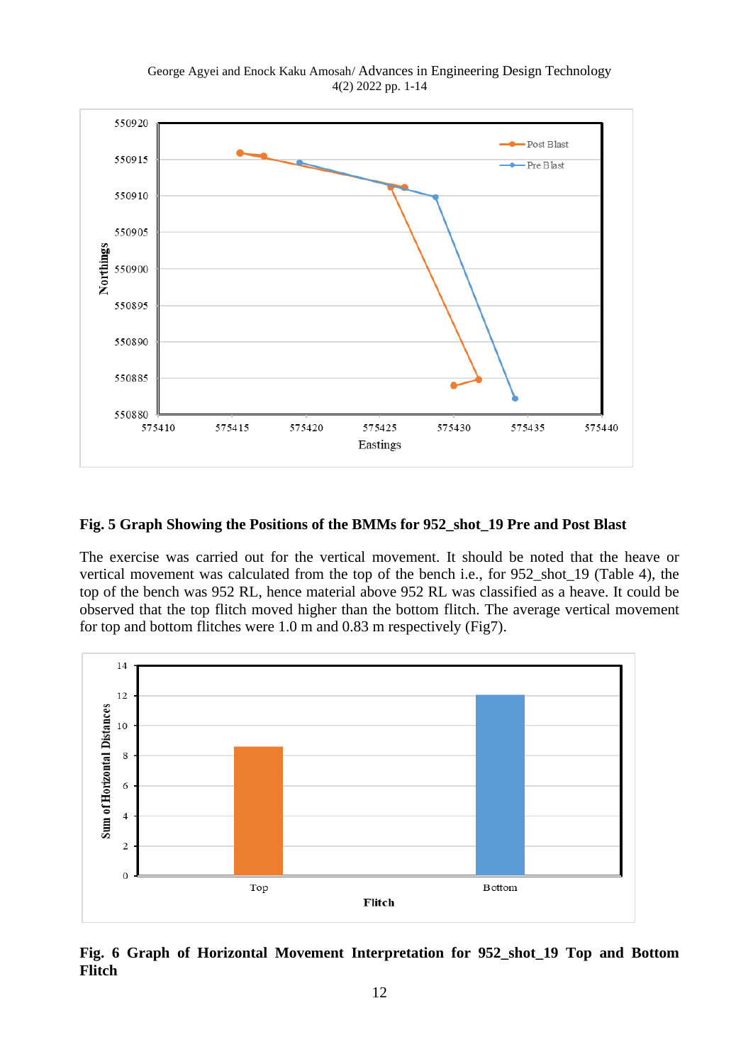**Fig. 5 Graph Showing the Positions of the BMMs for 952_shot_19 Pre and Post Blast**

The exercise was carried out for the vertical movement. It should be noted that the heave or vertical movement was calculated from the top of the bench i.e., for 952_shot_19 (Table 4), the top of the bench was 952 RL, hence material above 952 RL was classified as a heave. It could be observed that the top flitch moved higher than the bottom flitch. The average vertical movement for top and bottom flitches were 1.0 m and 0.83 m respectively (Fig7).

**Fig. 6 Graph of Horizontal Movement Interpretation for 952_shot_19 Top and Bottom Flitch**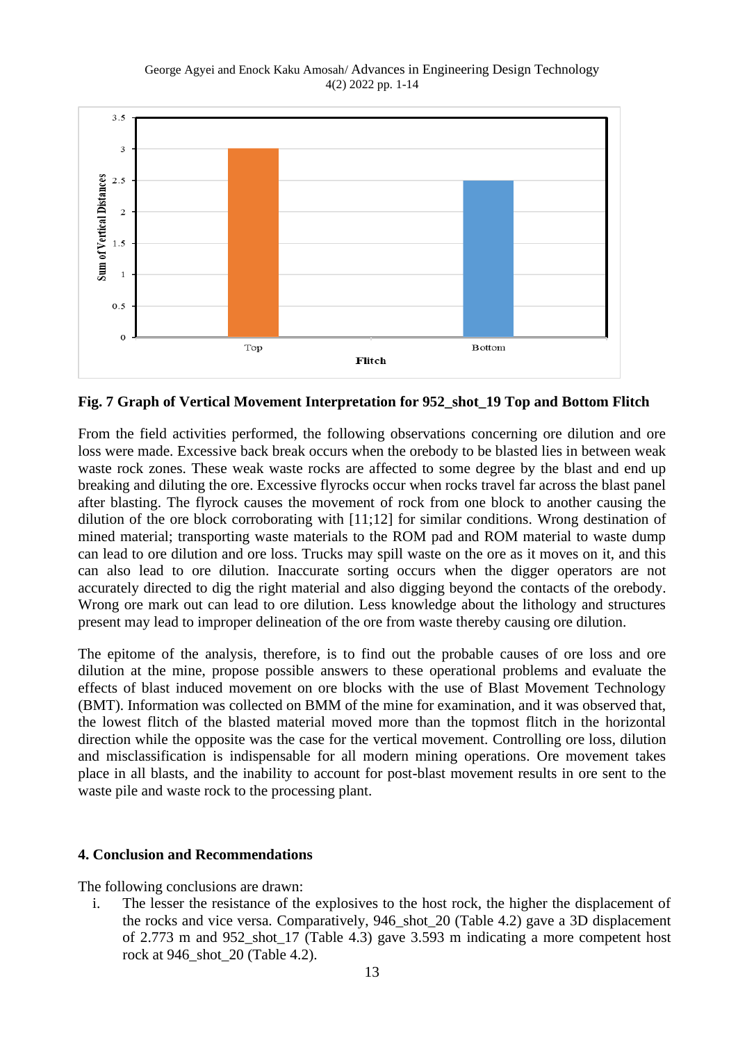**Fig. 7 Graph of Vertical Movement Interpretation for 952_shot_19 Top and Bottom Flitch**

From the field activities performed, the following observations concerning ore dilution and ore loss were made. Excessive back break occurs when the orebody to be blasted lies in between weak waste rock zones. These weak waste rocks are affected to some degree by the blast and end up breaking and diluting the ore. Excessive flyrocks occur when rocks travel far across the blast panel after blasting. The flyrock causes the movement of rock from one block to another causing the dilution of the ore block corroborating with [11;12] for similar conditions. Wrong destination of mined material; transporting waste materials to the ROM pad and ROM material to waste dump can lead to ore dilution and ore loss. Trucks may spill waste on the ore as it moves on it, and this can also lead to ore dilution. Inaccurate sorting occurs when the digger operators are not accurately directed to dig the right material and also digging beyond the contacts of the orebody. Wrong ore mark out can lead to ore dilution. Less knowledge about the lithology and structures present may lead to improper delineation of the ore from waste thereby causing ore dilution.

The epitome of the analysis, therefore, is to find out the probable causes of ore loss and ore dilution at the mine, propose possible answers to these operational problems and evaluate the effects of blast induced movement on ore blocks with the use of Blast Movement Technology (BMT). Information was collected on BMM of the mine for examination, and it was observed that, the lowest flitch of the blasted material moved more than the topmost flitch in the horizontal direction while the opposite was the case for the vertical movement. Controlling ore loss, dilution and misclassification is indispensable for all modern mining operations. Ore movement takes place in all blasts, and the inability to account for post-blast movement results in ore sent to the waste pile and waste rock to the processing plant.

## 4. Conclusion and Recommendations

The following conclusions are drawn:

i. The lesser the resistance of the explosives to the host rock, the higher the displacement of the rocks and vice versa. Comparatively, 946_shot_20 (Table 4.2) gave a 3D displacement of 2.773 m and 952_shot_17 (Table 4.3) gave 3.593 m indicating a more competent host rock at 946_shot_20 (Table 4.2).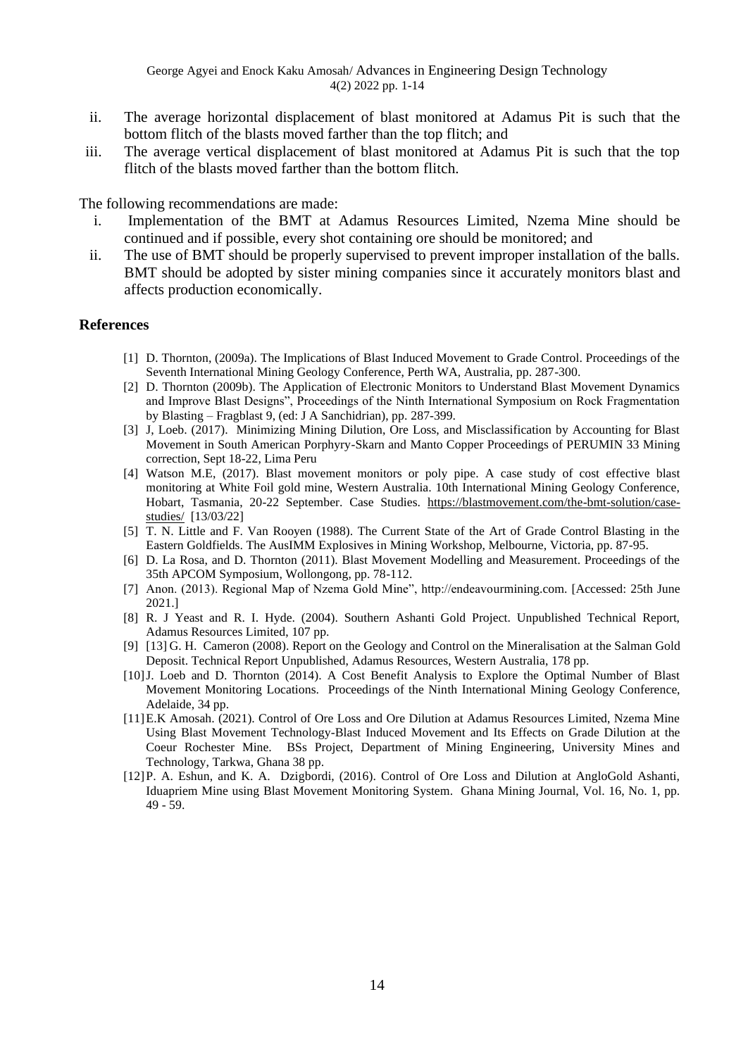ii. The average horizontal displacement of blast monitored at Adamus Pit is such that the bottom flitch of the blasts moved farther than the top flitch; and

iii. The average vertical displacement of blast monitored at Adamus Pit is such that the top flitch of the blasts moved farther than the bottom flitch.

The following recommendations are made:

i. Implementation of the BMT at Adamus Resources Limited, Nzema Mine should be continued and if possible, every shot containing ore should be monitored; and

ii. The use of BMT should be properly supervised to prevent improper installation of the balls. BMT should be adopted by sister mining companies since it accurately monitors blast and affects production economically.

## References

[1] D. Thornton, (2009a). The Implications of Blast Induced Movement to Grade Control. Proceedings of the Seventh International Mining Geology Conference, Perth WA, Australia, pp. 287-300.

[2] D. Thornton (2009b). The Application of Electronic Monitors to Understand Blast Movement Dynamics and Improve Blast Designs", Proceedings of the Ninth International Symposium on Rock Fragmentation by Blasting – Fragblast 9, (ed: J A Sanchidrian), pp. 287-399.

[3] J, Loeb. (2017). Minimizing Mining Dilution, Ore Loss, and Misclassification by Accounting for Blast Movement in South American Porphyry-Skarn and Manto Copper Proceedings of PERUMIN 33 Mining correction, Sept 18-22, Lima Peru

[4] Watson M.E, (2017). Blast movement monitors or poly pipe. A case study of cost effective blast monitoring at White Foil gold mine, Western Australia. 10th International Mining Geology Conference, Hobart, Tasmania, 20-22 September. Case Studies. https://blastmovement.com/the-bmt-solution/case-studies/ [13/03/22]

[5] T. N. Little and F. Van Rooyen (1988). The Current State of the Art of Grade Control Blasting in the Eastern Goldfields. The AusIMM Explosives in Mining Workshop, Melbourne, Victoria, pp. 87-95.

[6] D. La Rosa, and D. Thornton (2011). Blast Movement Modelling and Measurement. Proceedings of the 35th APCOM Symposium, Wollongong, pp. 78-112.

[7] Anon. (2013). Regional Map of Nzema Gold Mine", http://endeavourmining.com. [Accessed: 25th June 2021.]

[8] R. J Yeast and R. I. Hyde. (2004). Southern Ashanti Gold Project. Unpublished Technical Report, Adamus Resources Limited, 107 pp.

[9] [13] G. H. Cameron (2008). Report on the Geology and Control on the Mineralisation at the Salman Gold Deposit. Technical Report Unpublished, Adamus Resources, Western Australia, 178 pp.

[10] J. Loeb and D. Thornton (2014). A Cost Benefit Analysis to Explore the Optimal Number of Blast Movement Monitoring Locations. Proceedings of the Ninth International Mining Geology Conference, Adelaide, 34 pp.

[11] E.K Amosah. (2021). Control of Ore Loss and Ore Dilution at Adamus Resources Limited, Nzema Mine Using Blast Movement Technology-Blast Induced Movement and Its Effects on Grade Dilution at the Coeur Rochester Mine. BSs Project, Department of Mining Engineering, University Mines and Technology, Tarkwa, Ghana 38 pp.

[12] P. A. Eshun, and K. A. Dzigbordi, (2016). Control of Ore Loss and Dilution at AngloGold Ashanti, Iduapriem Mine using Blast Movement Monitoring System. Ghana Mining Journal, Vol. 16, No. 1, pp. 49 - 59.